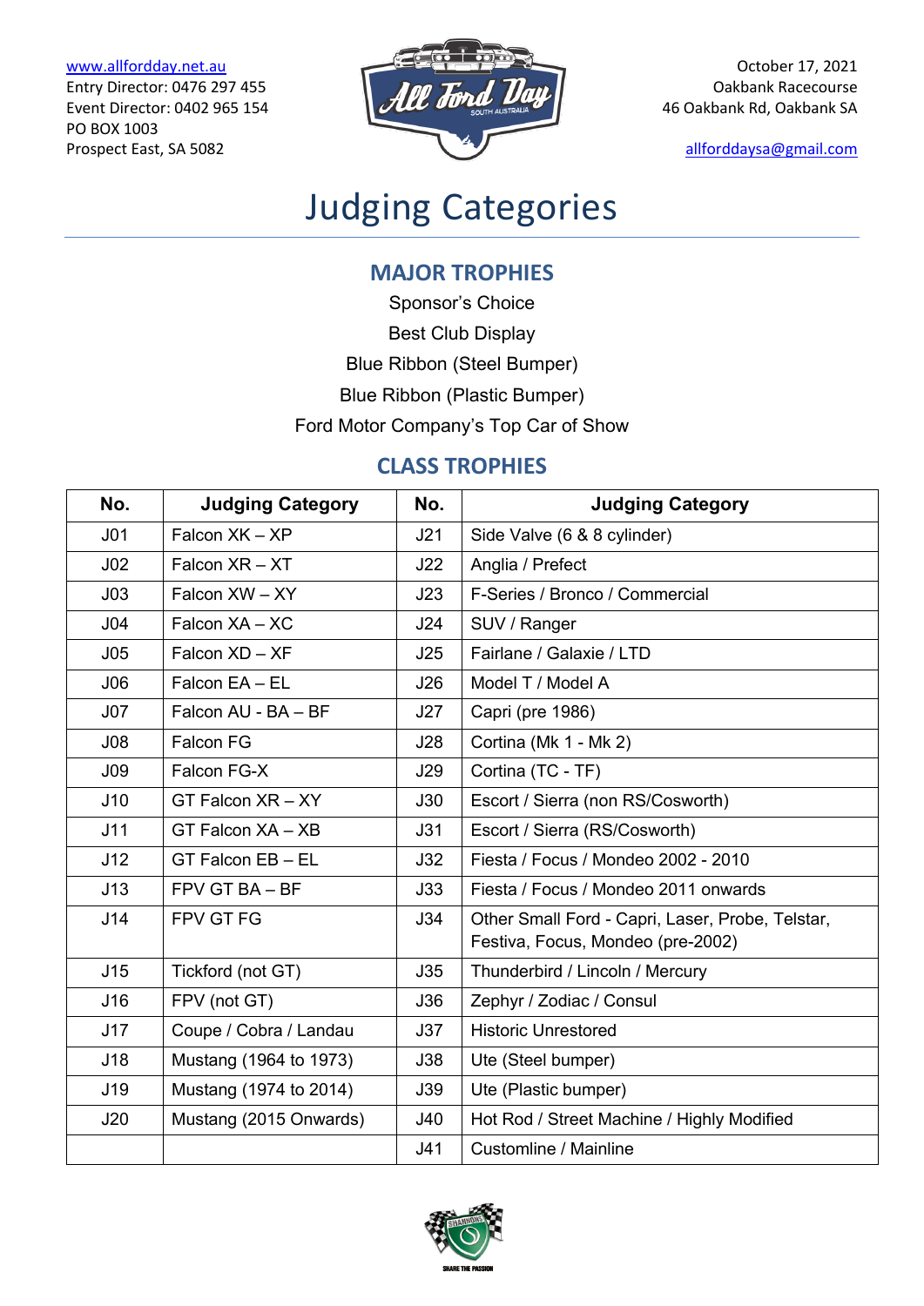www.allfordday.net.au
Entry Director: 0476 297 455
Event Director: 0402 965 154
PO BOX 1003
Prospect East, SA 5082

October 17, 2021
Oakbank Racecourse
46 Oakbank Rd, Oakbank SA

allforddaysa@gmail.com

# Judging Categories

## MAJOR TROPHIES

Sponsor's Choice

Best Club Display

Blue Ribbon (Steel Bumper)

Blue Ribbon (Plastic Bumper)

Ford Motor Company's Top Car of Show

## CLASS TROPHIES

| No. | Judging Category | No. | Judging Category |
|---|---|---|---|
| J01 | Falcon XK – XP | J21 | Side Valve (6 & 8 cylinder) |
| J02 | Falcon XR – XT | J22 | Anglia / Prefect |
| J03 | Falcon XW – XY | J23 | F-Series / Bronco / Commercial |
| J04 | Falcon XA – XC | J24 | SUV / Ranger |
| J05 | Falcon XD – XF | J25 | Fairlane / Galaxie / LTD |
| J06 | Falcon EA – EL | J26 | Model T / Model A |
| J07 | Falcon AU - BA – BF | J27 | Capri (pre 1986) |
| J08 | Falcon FG | J28 | Cortina (Mk 1 - Mk 2) |
| J09 | Falcon FG-X | J29 | Cortina (TC - TF) |
| J10 | GT Falcon XR – XY | J30 | Escort / Sierra (non RS/Cosworth) |
| J11 | GT Falcon XA – XB | J31 | Escort / Sierra (RS/Cosworth) |
| J12 | GT Falcon EB – EL | J32 | Fiesta / Focus / Mondeo 2002 - 2010 |
| J13 | FPV GT BA – BF | J33 | Fiesta / Focus / Mondeo 2011 onwards |
| J14 | FPV GT FG | J34 | Other Small Ford - Capri, Laser, Probe, Telstar, Festiva, Focus, Mondeo (pre-2002) |
| J15 | Tickford (not GT) | J35 | Thunderbird / Lincoln / Mercury |
| J16 | FPV (not GT) | J36 | Zephyr / Zodiac / Consul |
| J17 | Coupe / Cobra / Landau | J37 | Historic Unrestored |
| J18 | Mustang (1964 to 1973) | J38 | Ute (Steel bumper) |
| J19 | Mustang (1974 to 2014) | J39 | Ute (Plastic bumper) |
| J20 | Mustang (2015 Onwards) | J40 | Hot Rod / Street Machine / Highly Modified |
| | | J41 | Customline / Mainline |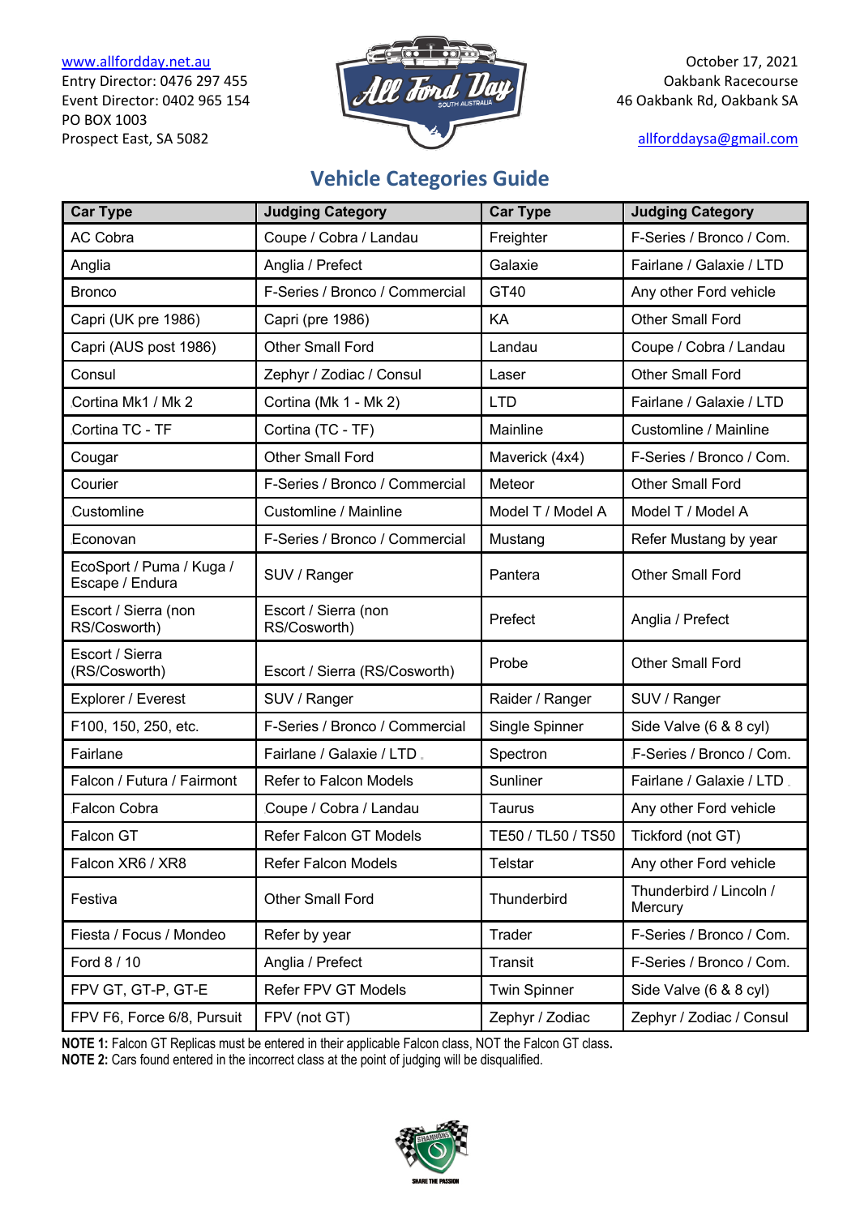www.allfordday.net.au
Entry Director: 0476 297 455
Event Director: 0402 965 154
PO BOX 1003
Prospect East, SA 5082

October 17, 2021
Oakbank Racecourse
46 Oakbank Rd, Oakbank SA

allfordaysa@gmail.com

## Vehicle Categories Guide

| Car Type | Judging Category | Car Type | Judging Category |
|---|---|---|---|
| AC Cobra | Coupe / Cobra / Landau | Freighter | F-Series / Bronco / Com. |
| Anglia | Anglia / Prefect | Galaxie | Fairlane / Galaxie / LTD |
| Bronco | F-Series / Bronco / Commercial | GT40 | Any other Ford vehicle |
| Capri (UK pre 1986) | Capri (pre 1986) | KA | Other Small Ford |
| Capri (AUS post 1986) | Other Small Ford | Landau | Coupe / Cobra / Landau |
| Consul | Zephyr / Zodiac / Consul | Laser | Other Small Ford |
| Cortina Mk1 / Mk 2 | Cortina (Mk 1 - Mk 2) | LTD | Fairlane / Galaxie / LTD |
| Cortina TC - TF | Cortina (TC - TF) | Mainline | Customline / Mainline |
| Cougar | Other Small Ford | Maverick (4x4) | F-Series / Bronco / Com. |
| Courier | F-Series / Bronco / Commercial | Meteor | Other Small Ford |
| Customline | Customline / Mainline | Model T / Model A | Model T / Model A |
| Econovan | F-Series / Bronco / Commercial | Mustang | Refer Mustang by year |
| EcoSport / Puma / Kuga / Escape / Endura | SUV / Ranger | Pantera | Other Small Ford |
| Escort / Sierra (non RS/Cosworth) | Escort / Sierra (non RS/Cosworth) | Prefect | Anglia / Prefect |
| Escort / Sierra (RS/Cosworth) | Escort / Sierra (RS/Cosworth) | Probe | Other Small Ford |
| Explorer / Everest | SUV / Ranger | Raider / Ranger | SUV / Ranger |
| F100, 150, 250, etc. | F-Series / Bronco / Commercial | Single Spinner | Side Valve (6 & 8 cyl) |
| Fairlane | Fairlane / Galaxie / LTD | Spectron | F-Series / Bronco / Com. |
| Falcon / Futura / Fairmont | Refer to Falcon Models | Sunliner | Fairlane / Galaxie / LTD |
| Falcon Cobra | Coupe / Cobra / Landau | Taurus | Any other Ford vehicle |
| Falcon GT | Refer Falcon GT Models | TE50 / TL50 / TS50 | Tickford (not GT) |
| Falcon XR6 / XR8 | Refer Falcon Models | Telstar | Any other Ford vehicle |
| Festiva | Other Small Ford | Thunderbird | Thunderbird / Lincoln / Mercury |
| Fiesta / Focus / Mondeo | Refer by year | Trader | F-Series / Bronco / Com. |
| Ford 8 / 10 | Anglia / Prefect | Transit | F-Series / Bronco / Com. |
| FPV GT, GT-P, GT-E | Refer FPV GT Models | Twin Spinner | Side Valve (6 & 8 cyl) |
| FPV F6, Force 6/8, Pursuit | FPV (not GT) | Zephyr / Zodiac | Zephyr / Zodiac / Consul |

**NOTE 1:** Falcon GT Replicas must be entered in their applicable Falcon class, NOT the Falcon GT class.
**NOTE 2:** Cars found entered in the incorrect class at the point of judging will be disqualified.